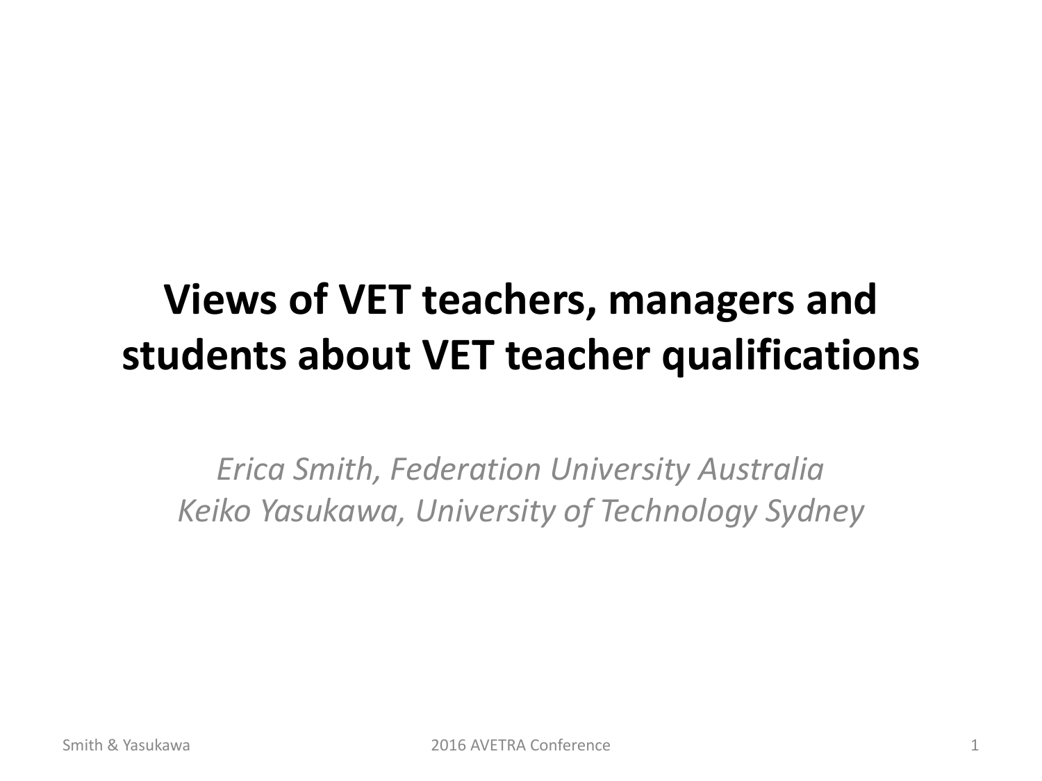# Views of VET teachers, managers and students about VET teacher qualifications

*Erica Smith, Federation University Australia*
*Keiko Yasukawa, University of Technology Sydney*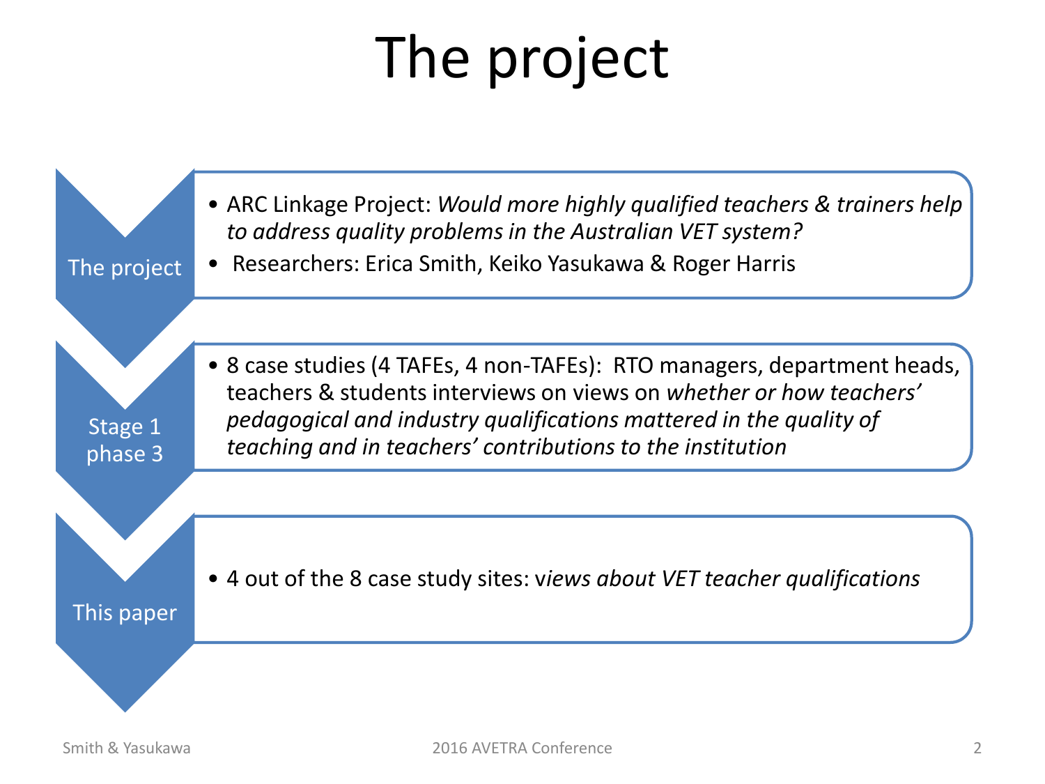# The project

**The project**

- ARC Linkage Project: *Would more highly qualified teachers & trainers help to address quality problems in the Australian VET system?*
- Researchers: Erica Smith, Keiko Yasukawa & Roger Harris

**Stage 1 phase 3**

- 8 case studies (4 TAFEs, 4 non-TAFEs): RTO managers, department heads, teachers & students interviews on views on *whether or how teachers' pedagogical and industry qualifications mattered in the quality of teaching and in teachers' contributions to the institution*

**This paper**

- 4 out of the 8 case study sites: v*iews about VET teacher qualifications*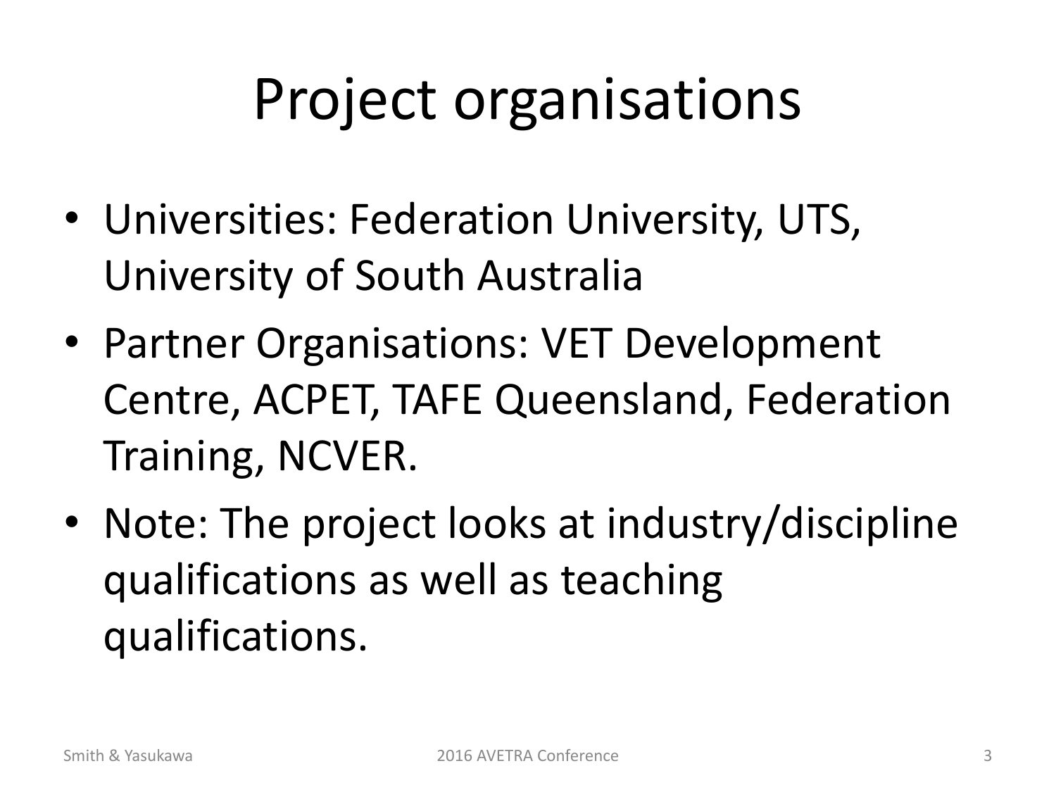# Project organisations

- Universities: Federation University, UTS, University of South Australia
- Partner Organisations: VET Development Centre, ACPET, TAFE Queensland, Federation Training, NCVER.
- Note: The project looks at industry/discipline qualifications as well as teaching qualifications.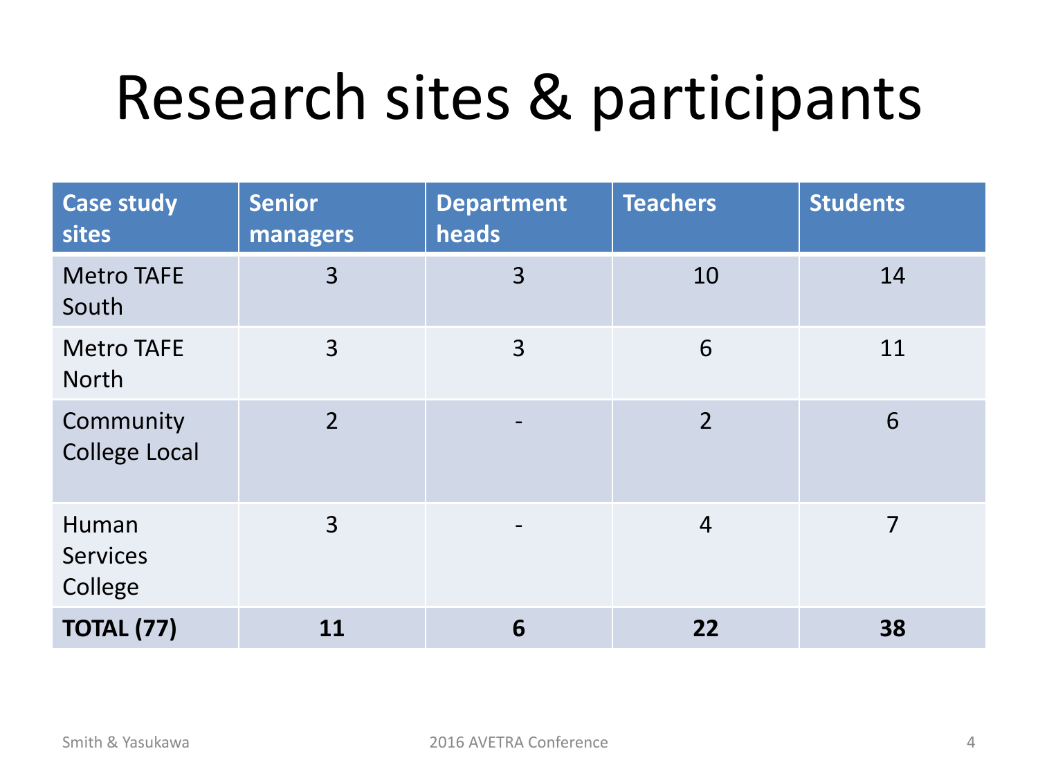# Research sites & participants

| Case study sites | Senior managers | Department heads | Teachers | Students |
|---|---|---|---|---|
| Metro TAFE South | 3 | 3 | 10 | 14 |
| Metro TAFE North | 3 | 3 | 6 | 11 |
| Community College Local | 2 | - | 2 | 6 |
| Human Services College | 3 | - | 4 | 7 |
| **TOTAL (77)** | **11** | **6** | **22** | **38** |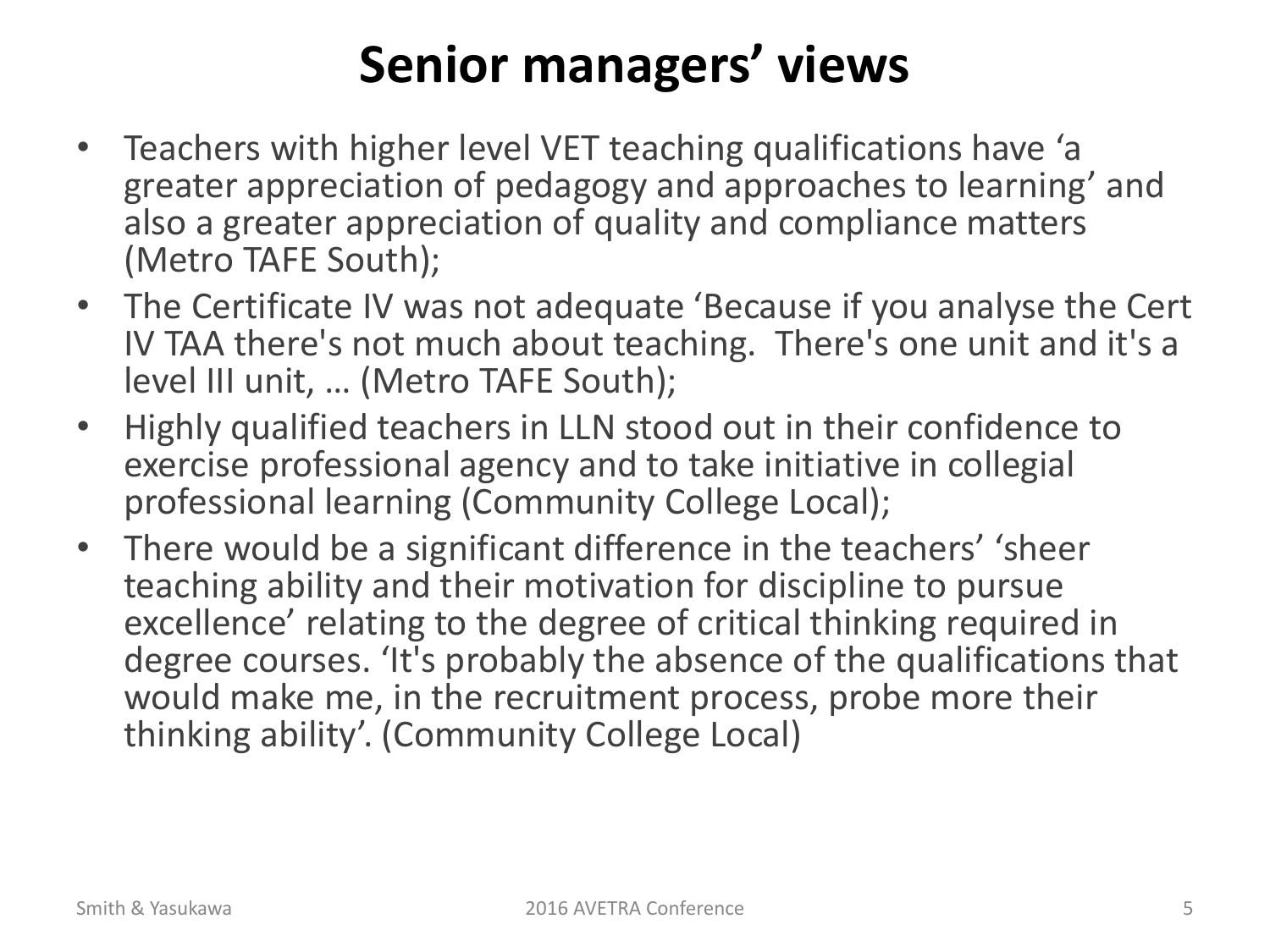# Senior managers' views

- Teachers with higher level VET teaching qualifications have 'a greater appreciation of pedagogy and approaches to learning' and also a greater appreciation of quality and compliance matters (Metro TAFE South);
- The Certificate IV was not adequate 'Because if you analyse the Cert IV TAA there's not much about teaching. There's one unit and it's a level III unit, … (Metro TAFE South);
- Highly qualified teachers in LLN stood out in their confidence to exercise professional agency and to take initiative in collegial professional learning (Community College Local);
- There would be a significant difference in the teachers' 'sheer teaching ability and their motivation for discipline to pursue excellence' relating to the degree of critical thinking required in degree courses. 'It's probably the absence of the qualifications that would make me, in the recruitment process, probe more their thinking ability'. (Community College Local)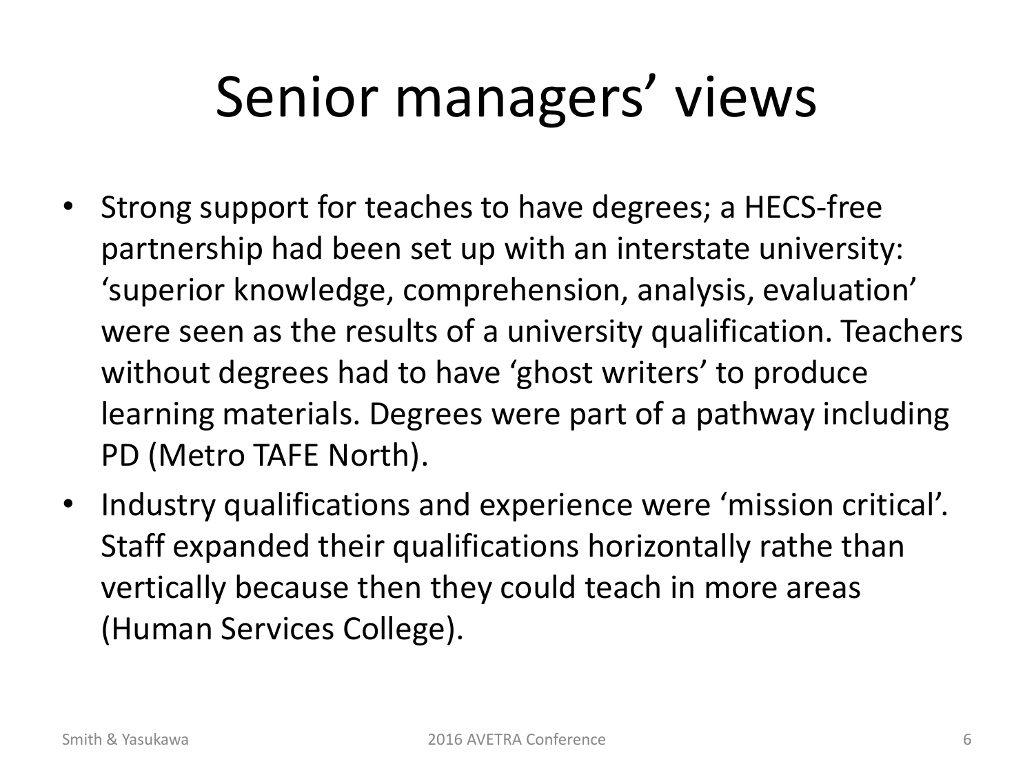# Senior managers' views

- Strong support for teaches to have degrees; a HECS-free partnership had been set up with an interstate university: 'superior knowledge, comprehension, analysis, evaluation' were seen as the results of a university qualification. Teachers without degrees had to have 'ghost writers' to produce learning materials. Degrees were part of a pathway including PD (Metro TAFE North).
- Industry qualifications and experience were 'mission critical'. Staff expanded their qualifications horizontally rathe than vertically because then they could teach in more areas (Human Services College).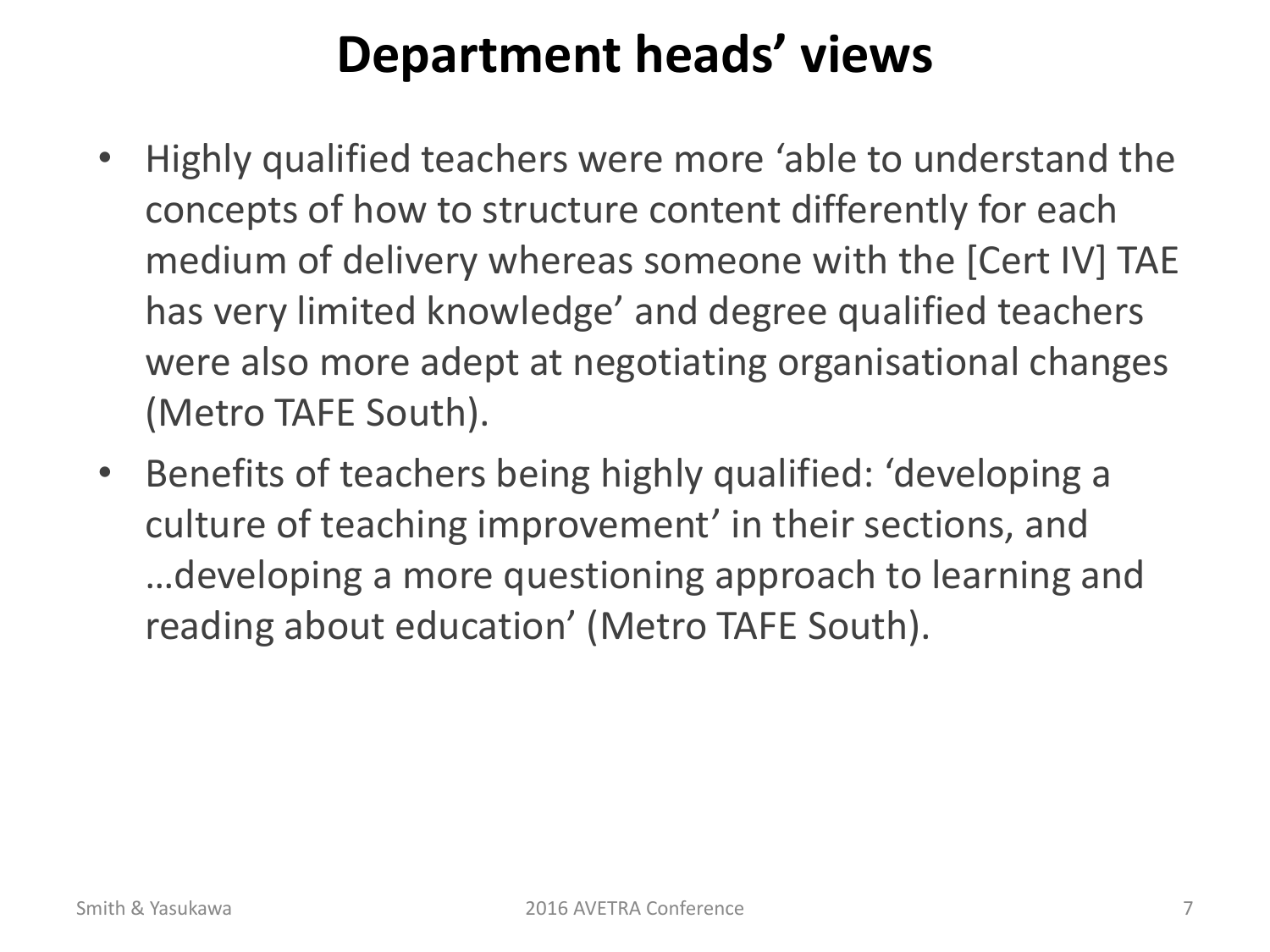# Department heads' views

- Highly qualified teachers were more 'able to understand the concepts of how to structure content differently for each medium of delivery whereas someone with the [Cert IV] TAE has very limited knowledge' and degree qualified teachers were also more adept at negotiating organisational changes (Metro TAFE South).
- Benefits of teachers being highly qualified: 'developing a culture of teaching improvement' in their sections, and …developing a more questioning approach to learning and reading about education' (Metro TAFE South).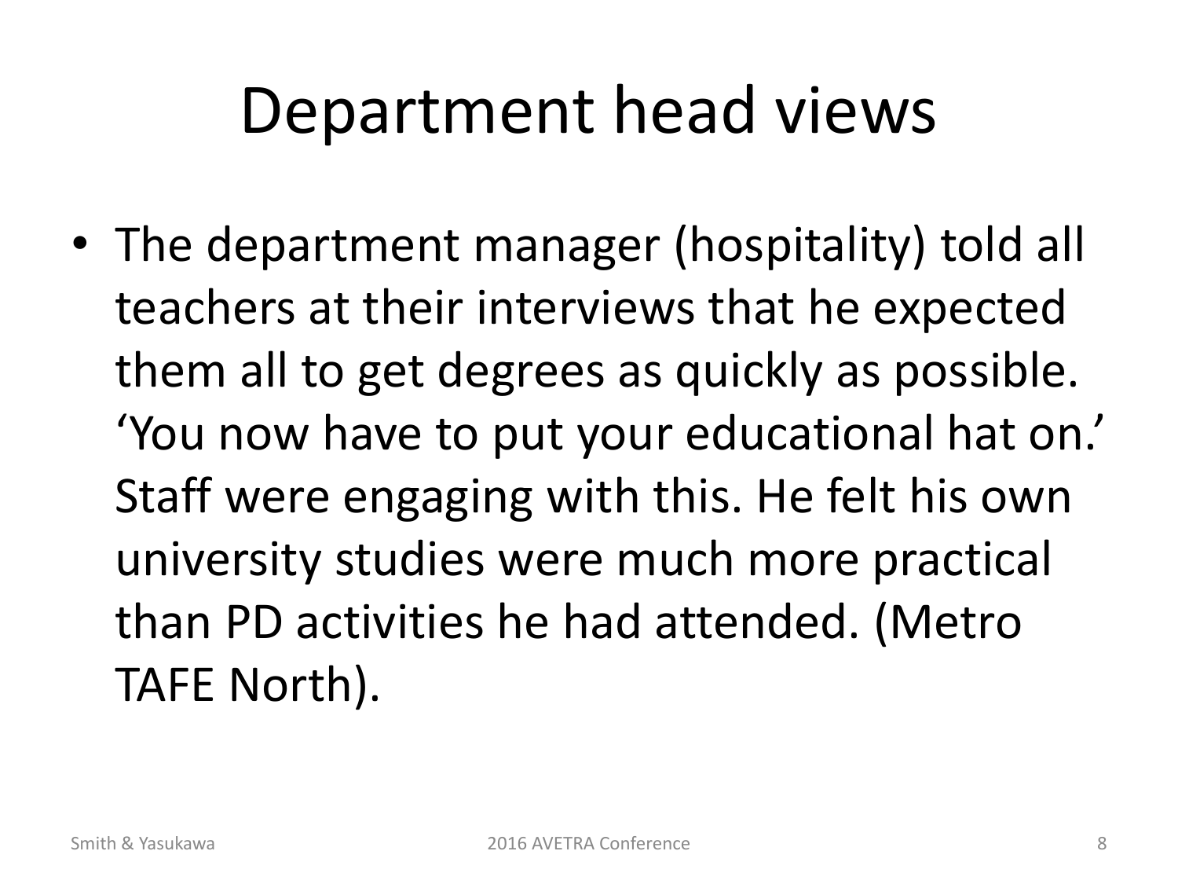# Department head views

- The department manager (hospitality) told all teachers at their interviews that he expected them all to get degrees as quickly as possible. ‘You now have to put your educational hat on.’ Staff were engaging with this. He felt his own university studies were much more practical than PD activities he had attended. (Metro TAFE North).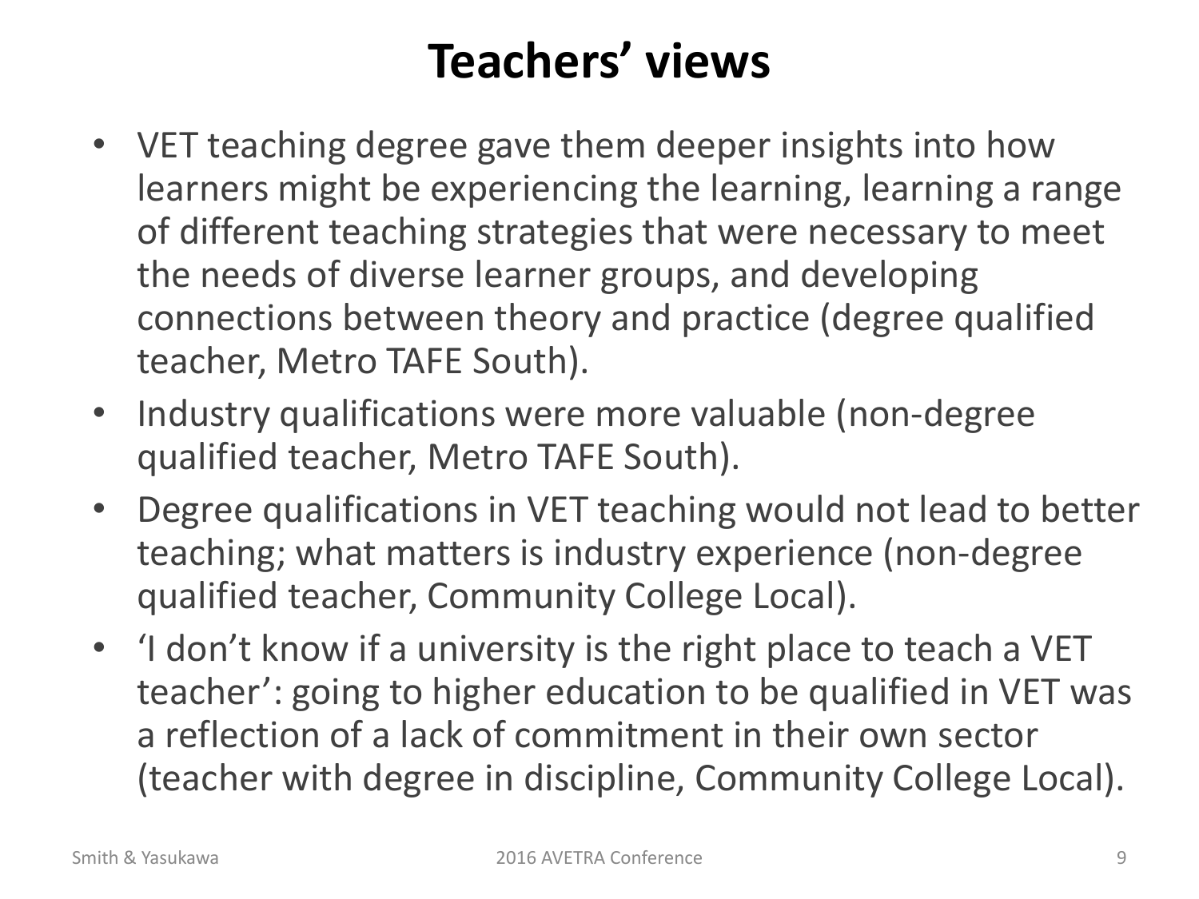# Teachers' views

- VET teaching degree gave them deeper insights into how learners might be experiencing the learning, learning a range of different teaching strategies that were necessary to meet the needs of diverse learner groups, and developing connections between theory and practice (degree qualified teacher, Metro TAFE South).
- Industry qualifications were more valuable (non-degree qualified teacher, Metro TAFE South).
- Degree qualifications in VET teaching would not lead to better teaching; what matters is industry experience (non-degree qualified teacher, Community College Local).
- 'I don't know if a university is the right place to teach a VET teacher': going to higher education to be qualified in VET was a reflection of a lack of commitment in their own sector (teacher with degree in discipline, Community College Local).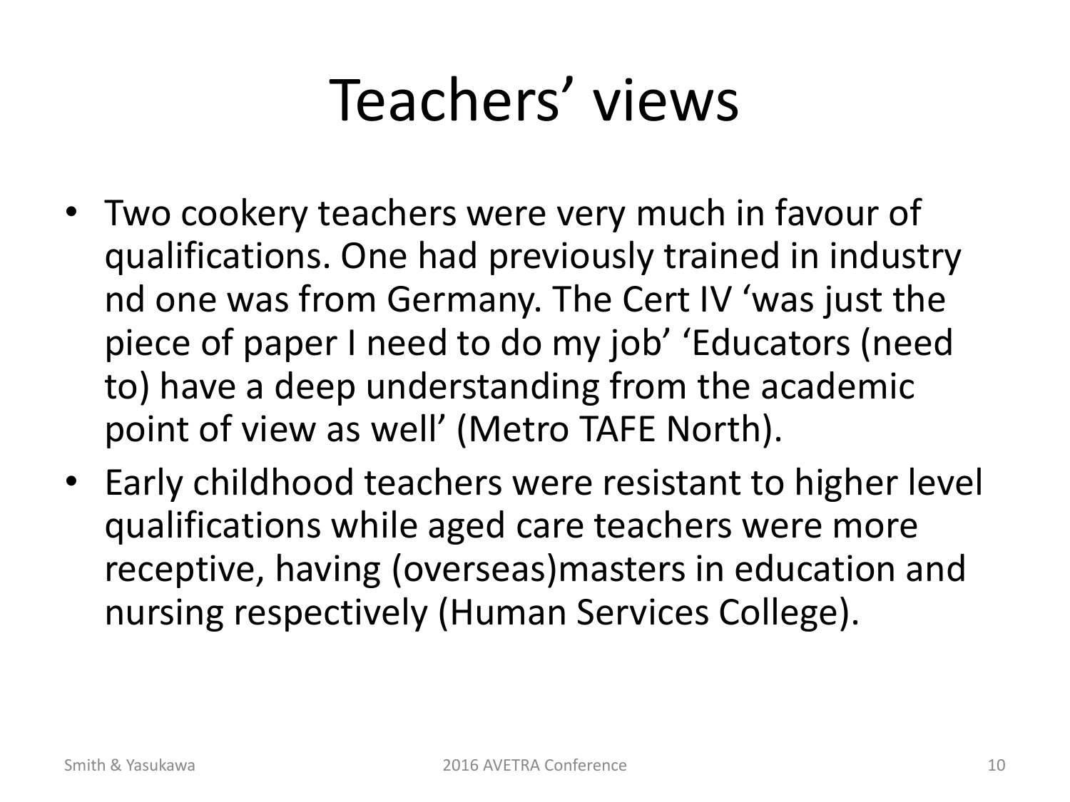# Teachers' views

- Two cookery teachers were very much in favour of qualifications. One had previously trained in industry nd one was from Germany. The Cert IV 'was just the piece of paper I need to do my job' 'Educators (need to) have a deep understanding from the academic point of view as well' (Metro TAFE North).
- Early childhood teachers were resistant to higher level qualifications while aged care teachers were more receptive, having (overseas)masters in education and nursing respectively (Human Services College).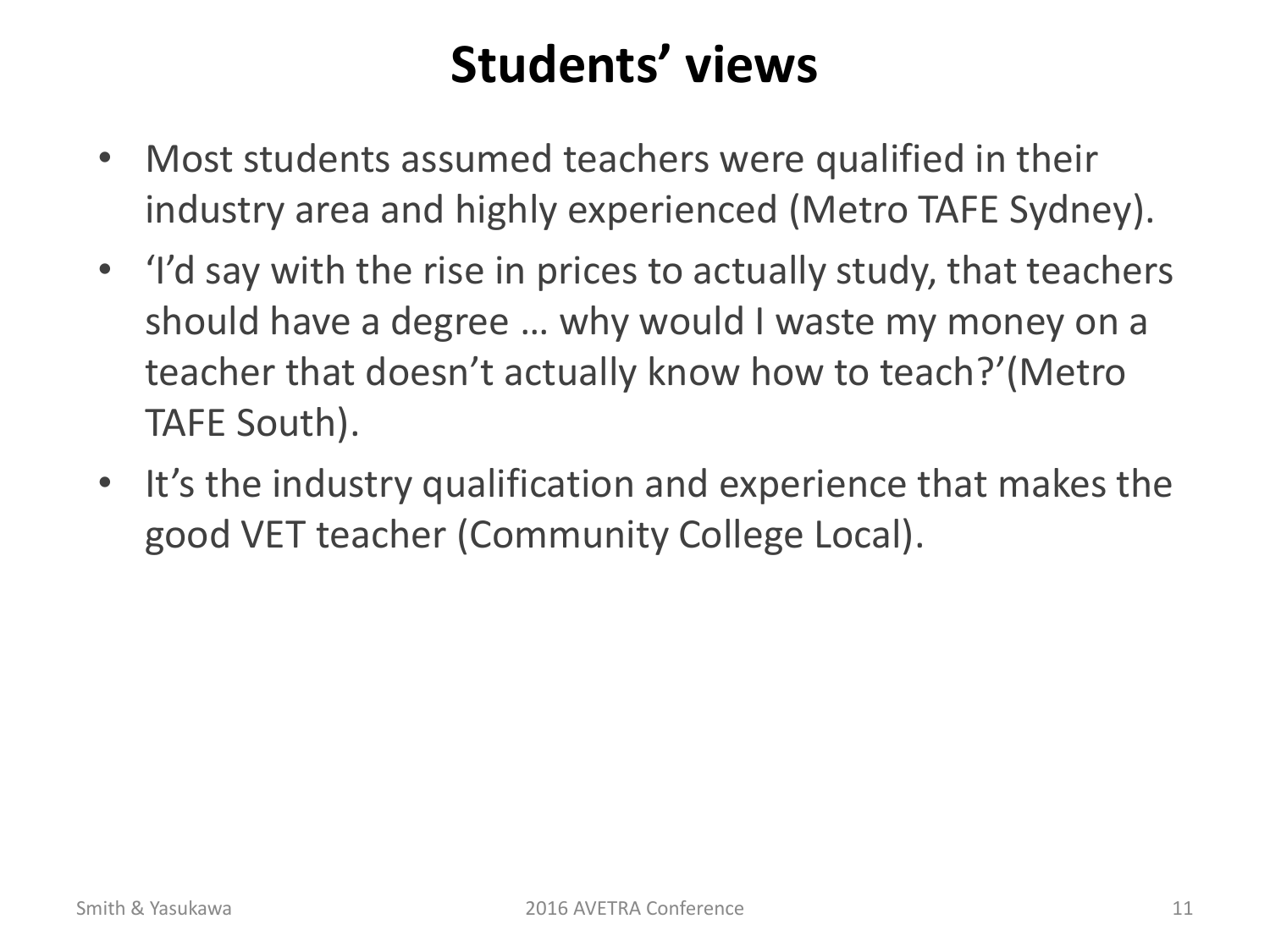# Students' views

- Most students assumed teachers were qualified in their industry area and highly experienced (Metro TAFE Sydney).
- 'I'd say with the rise in prices to actually study, that teachers should have a degree … why would I waste my money on a teacher that doesn't actually know how to teach?'(Metro TAFE South).
- It's the industry qualification and experience that makes the good VET teacher (Community College Local).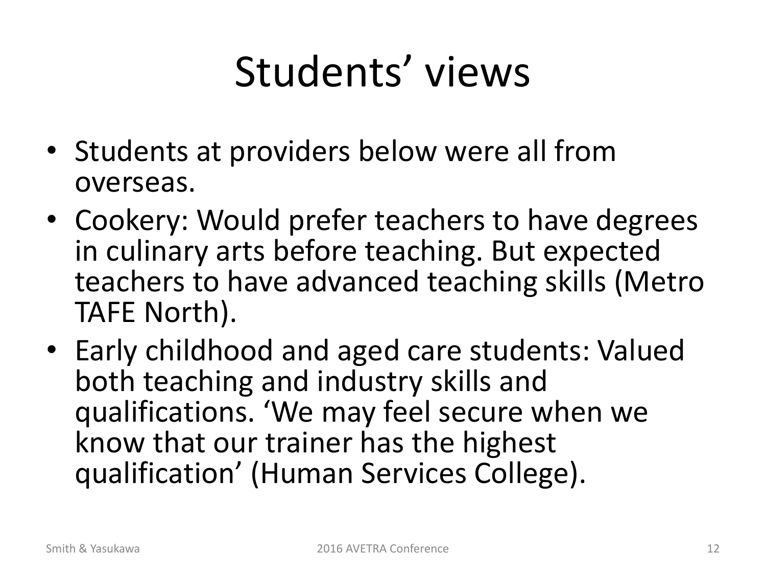# Students' views

- Students at providers below were all from overseas.
- Cookery: Would prefer teachers to have degrees in culinary arts before teaching. But expected teachers to have advanced teaching skills (Metro TAFE North).
- Early childhood and aged care students: Valued both teaching and industry skills and qualifications. 'We may feel secure when we know that our trainer has the highest qualification' (Human Services College).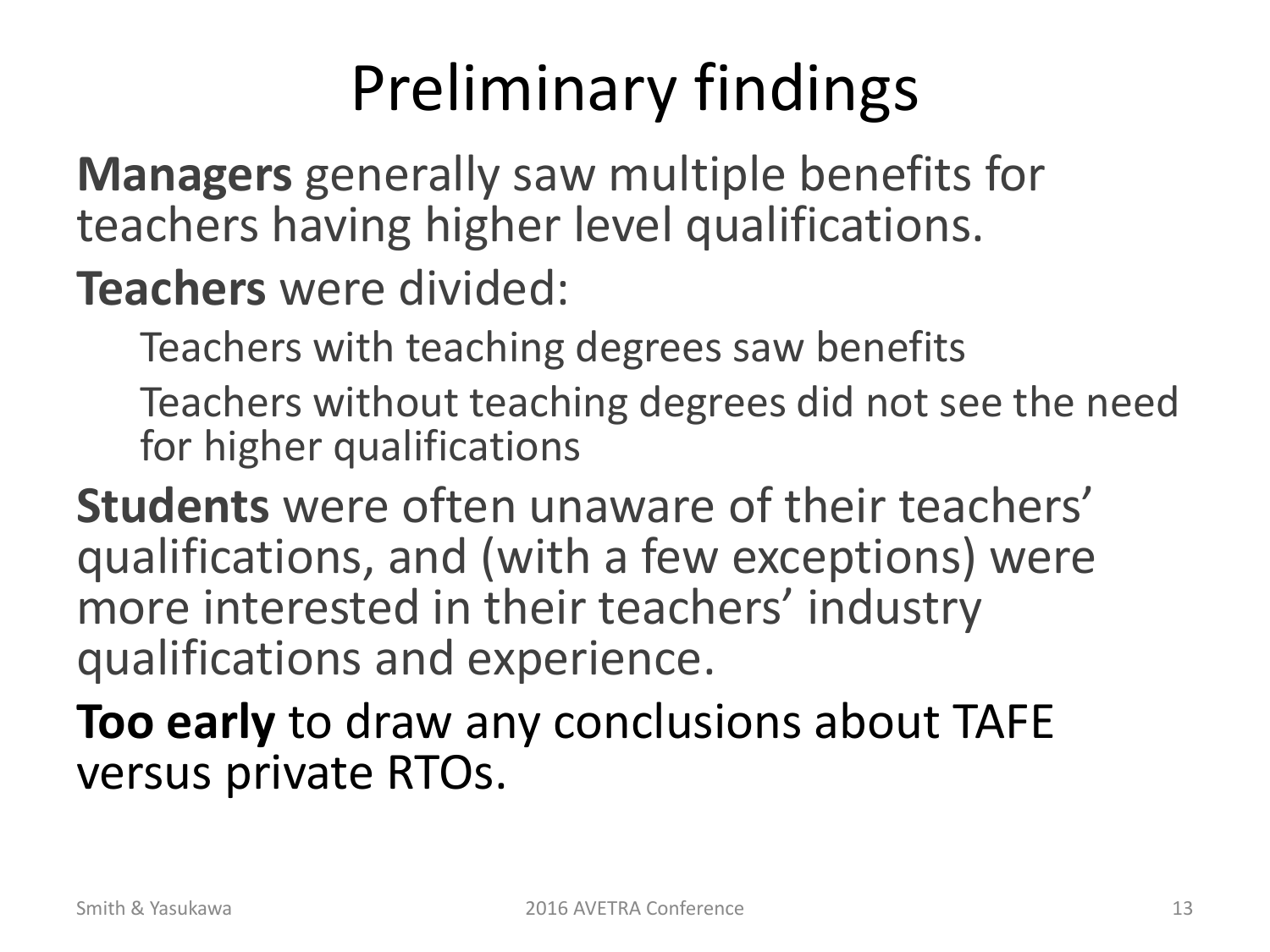# Preliminary findings

**Managers** generally saw multiple benefits for teachers having higher level qualifications.

**Teachers** were divided:

- Teachers with teaching degrees saw benefits
- Teachers without teaching degrees did not see the need for higher qualifications

**Students** were often unaware of their teachers' qualifications, and (with a few exceptions) were more interested in their teachers' industry qualifications and experience.

**Too early** to draw any conclusions about TAFE versus private RTOs.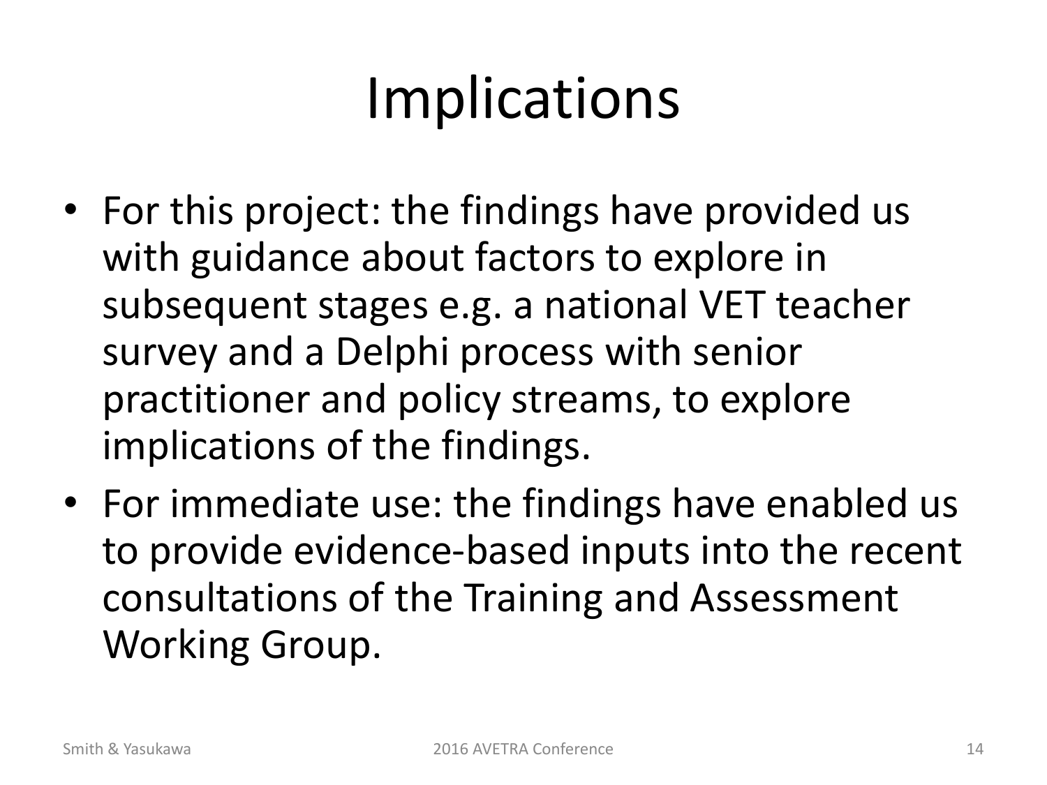# Implications

- For this project: the findings have provided us with guidance about factors to explore in subsequent stages e.g. a national VET teacher survey and a Delphi process with senior practitioner and policy streams, to explore implications of the findings.
- For immediate use: the findings have enabled us to provide evidence-based inputs into the recent consultations of the Training and Assessment Working Group.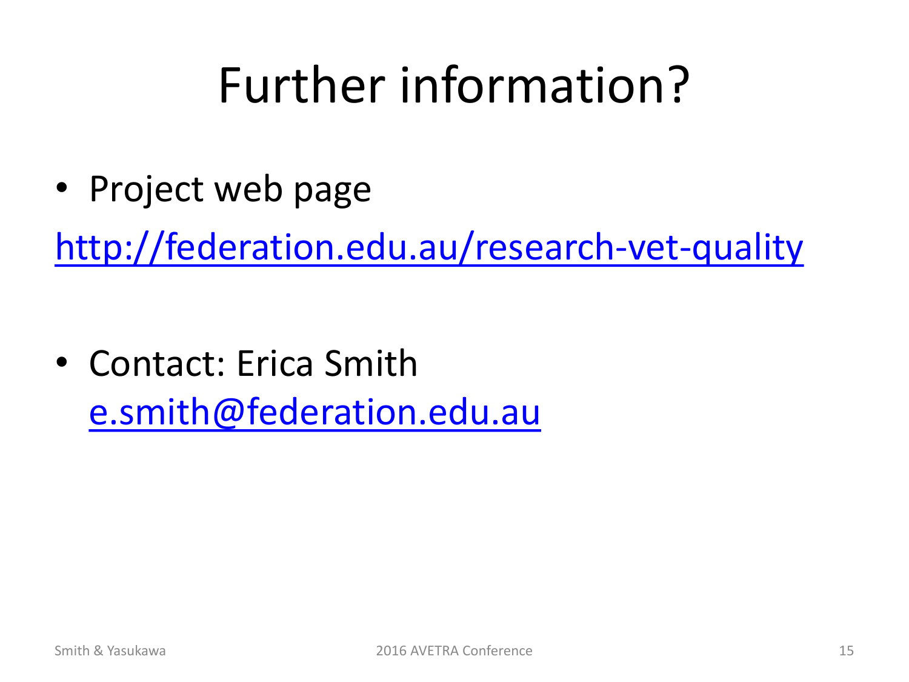# Further information?

- Project web page

http://federation.edu.au/research-vet-quality

- Contact: Erica Smith
  e.smith@federation.edu.au